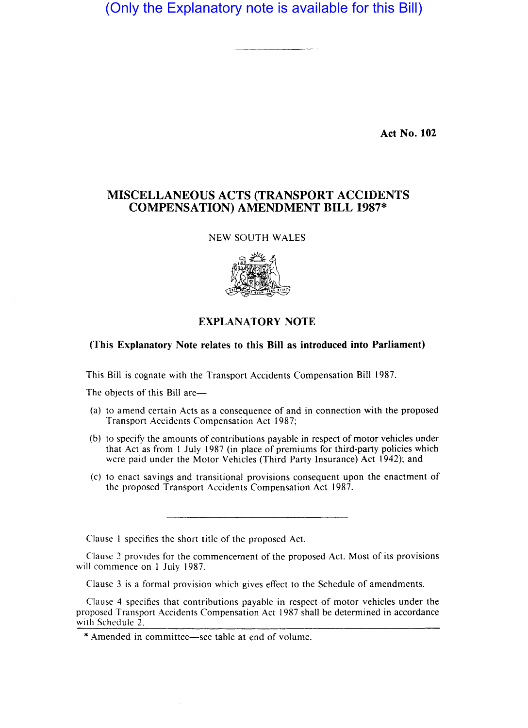(Only the Explanatory note is available for this Bill)

**Act No. 102**

# MISCELLANEOUS ACTS (TRANSPORT ACCIDENTS COMPENSATION) AMENDMENT BILL 1987*

NEW SOUTH WALES

## EXPLANATORY NOTE

**(This Explanatory Note relates to this Bill as introduced into Parliament)**

This Bill is cognate with the Transport Accidents Compensation Bill 1987.

The objects of this Bill are—

(a) to amend certain Acts as a consequence of and in connection with the proposed Transport Accidents Compensation Act 1987;

(b) to specify the amounts of contributions payable in respect of motor vehicles under that Act as from 1 July 1987 (in place of premiums for third-party policies which were paid under the Motor Vehicles (Third Party Insurance) Act 1942); and

(c) to enact savings and transitional provisions consequent upon the enactment of the proposed Transport Accidents Compensation Act 1987.

---

Clause 1 specifies the short title of the proposed Act.

Clause 2 provides for the commencement of the proposed Act. Most of its provisions will commence on 1 July 1987.

Clause 3 is a formal provision which gives effect to the Schedule of amendments.

Clause 4 specifies that contributions payable in respect of motor vehicles under the proposed Transport Accidents Compensation Act 1987 shall be determined in accordance with Schedule 2.

---

* Amended in committee—see table at end of volume.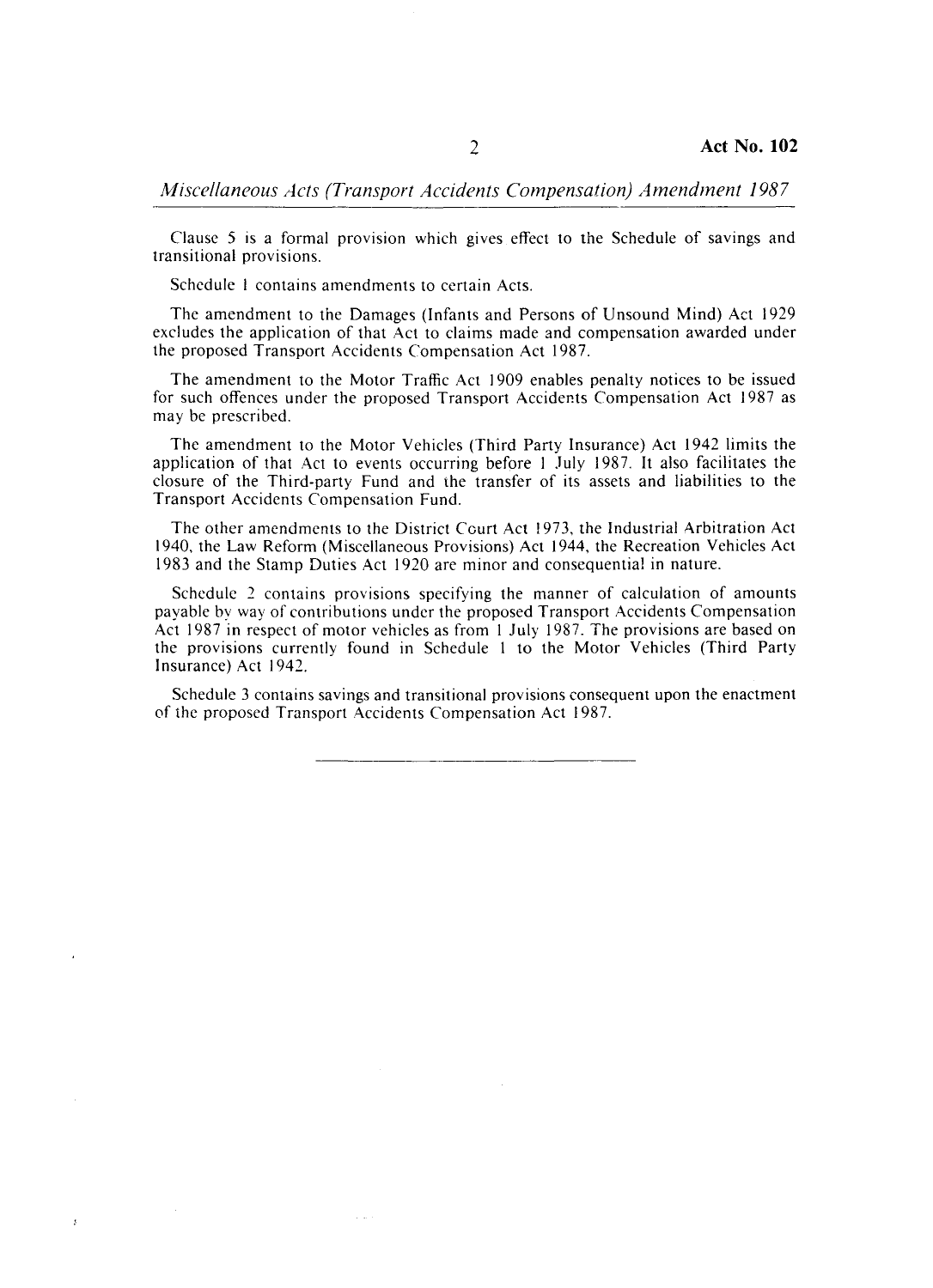Clause 5 is a formal provision which gives effect to the Schedule of savings and transitional provisions.

Schedule 1 contains amendments to certain Acts.

The amendment to the Damages (Infants and Persons of Unsound Mind) Act 1929 excludes the application of that Act to claims made and compensation awarded under the proposed Transport Accidents Compensation Act 1987.

The amendment to the Motor Traffic Act 1909 enables penalty notices to be issued for such offences under the proposed Transport Accidents Compensation Act 1987 as may be prescribed.

The amendment to the Motor Vehicles (Third Party Insurance) Act 1942 limits the application of that Act to events occurring before 1 July 1987. It also facilitates the closure of the Third-party Fund and the transfer of its assets and liabilities to the Transport Accidents Compensation Fund.

The other amendments to the District Court Act 1973, the Industrial Arbitration Act 1940, the Law Reform (Miscellaneous Provisions) Act 1944, the Recreation Vehicles Act 1983 and the Stamp Duties Act 1920 are minor and consequential in nature.

Schedule 2 contains provisions specifying the manner of calculation of amounts payable by way of contributions under the proposed Transport Accidents Compensation Act 1987 in respect of motor vehicles as from 1 July 1987. The provisions are based on the provisions currently found in Schedule 1 to the Motor Vehicles (Third Party Insurance) Act 1942.

Schedule 3 contains savings and transitional provisions consequent upon the enactment of the proposed Transport Accidents Compensation Act 1987.